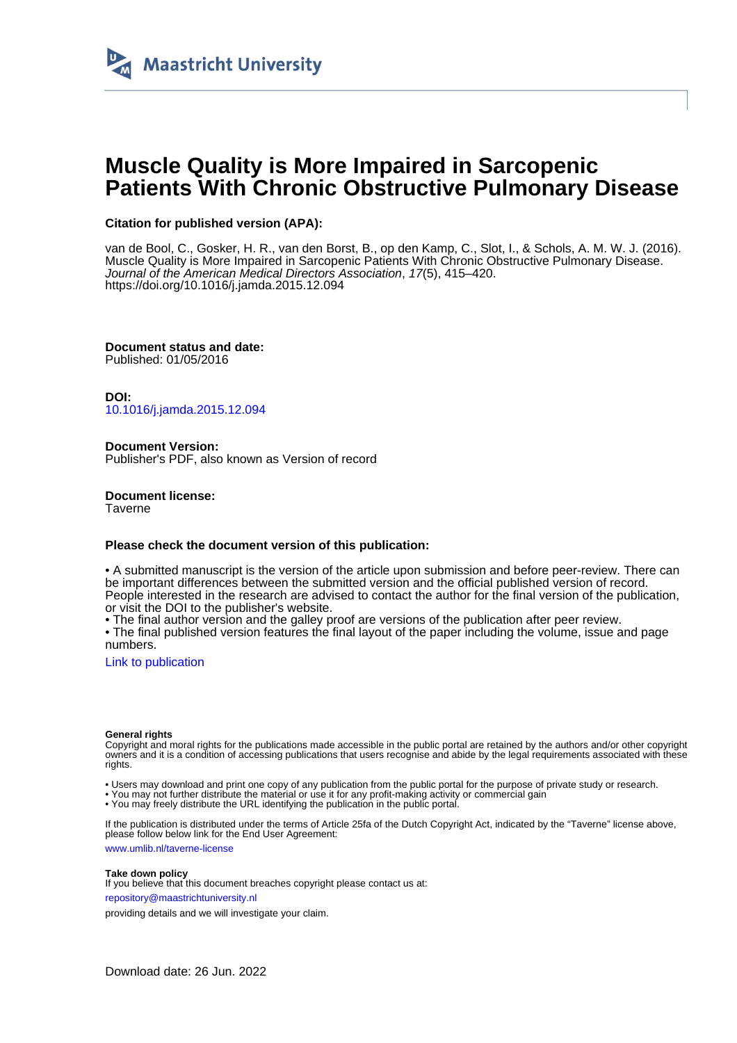Maastricht University

# Muscle Quality is More Impaired in Sarcopenic Patients With Chronic Obstructive Pulmonary Disease

**Citation for published version (APA):**

van de Bool, C., Gosker, H. R., van den Borst, B., op den Kamp, C., Slot, I., & Schols, A. M. W. J. (2016). Muscle Quality is More Impaired in Sarcopenic Patients With Chronic Obstructive Pulmonary Disease. *Journal of the American Medical Directors Association*, *17*(5), 415–420. https://doi.org/10.1016/j.jamda.2015.12.094

**Document status and date:**
Published: 01/05/2016

**DOI:**
10.1016/j.jamda.2015.12.094

**Document Version:**
Publisher's PDF, also known as Version of record

**Document license:**
Taverne

**Please check the document version of this publication:**

• A submitted manuscript is the version of the article upon submission and before peer-review. There can be important differences between the submitted version and the official published version of record. People interested in the research are advised to contact the author for the final version of the publication, or visit the DOI to the publisher's website.
• The final author version and the galley proof are versions of the publication after peer review.
• The final published version features the final layout of the paper including the volume, issue and page numbers.

Link to publication

**General rights**
Copyright and moral rights for the publications made accessible in the public portal are retained by the authors and/or other copyright owners and it is a condition of accessing publications that users recognise and abide by the legal requirements associated with these rights.

• Users may download and print one copy of any publication from the public portal for the purpose of private study or research.
• You may not further distribute the material or use it for any profit-making activity or commercial gain
• You may freely distribute the URL identifying the publication in the public portal.

If the publication is distributed under the terms of Article 25fa of the Dutch Copyright Act, indicated by the "Taverne" license above, please follow below link for the End User Agreement:

www.umlib.nl/taverne-license

**Take down policy**
If you believe that this document breaches copyright please contact us at:

repository@maastrichtuniversity.nl

providing details and we will investigate your claim.

Download date: 26 Jun. 2022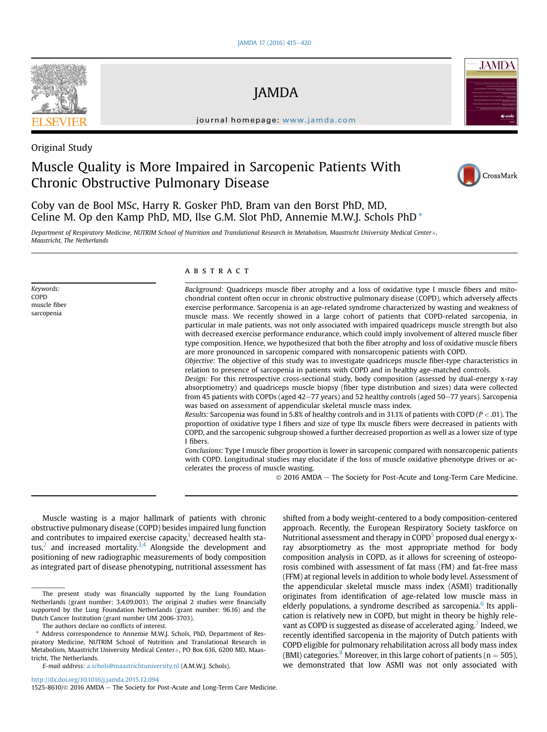Original Study

# Muscle Quality is More Impaired in Sarcopenic Patients With Chronic Obstructive Pulmonary Disease

Coby van de Bool MSc, Harry R. Gosker PhD, Bram van den Borst PhD, MD, Celine M. Op den Kamp PhD, MD, Ilse G.M. Slot PhD, Annemie M.W.J. Schols PhD *

*Department of Respiratory Medicine, NUTRIM School of Nutrition and Translational Research in Metabolism, Maastricht University Medical Center+, Maastricht, The Netherlands*

*Keywords:*
COPD
muscle fiber
sarcopenia

## A B S T R A C T

*Background:* Quadriceps muscle fiber atrophy and a loss of oxidative type I muscle fibers and mitochondrial content often occur in chronic obstructive pulmonary disease (COPD), which adversely affects exercise performance. Sarcopenia is an age-related syndrome characterized by wasting and weakness of muscle mass. We recently showed in a large cohort of patients that COPD-related sarcopenia, in particular in male patients, was not only associated with impaired quadriceps muscle strength but also with decreased exercise performance endurance, which could imply involvement of altered muscle fiber type composition. Hence, we hypothesized that both the fiber atrophy and loss of oxidative muscle fibers are more pronounced in sarcopenic compared with nonsarcopenic patients with COPD.

*Objective:* The objective of this study was to investigate quadriceps muscle fiber-type characteristics in relation to presence of sarcopenia in patients with COPD and in healthy age-matched controls.

*Design:* For this retrospective cross-sectional study, body composition (assessed by dual-energy x-ray absorptiometry) and quadriceps muscle biopsy (fiber type distribution and sizes) data were collected from 45 patients with COPDs (aged 42–77 years) and 52 healthy controls (aged 50–77 years). Sarcopenia was based on assessment of appendicular skeletal muscle mass index.

*Results:* Sarcopenia was found in 5.8% of healthy controls and in 31.1% of patients with COPD ($P < .01$). The proportion of oxidative type I fibers and size of type IIx muscle fibers were decreased in patients with COPD, and the sarcopenic subgroup showed a further decreased proportion as well as a lower size of type I fibers.

*Conclusions:* Type I muscle fiber proportion is lower in sarcopenic compared with nonsarcopenic patients with COPD. Longitudinal studies may elucidate if the loss of muscle oxidative phenotype drives or accelerates the process of muscle wasting.

© 2016 AMDA – The Society for Post-Acute and Long-Term Care Medicine.

Muscle wasting is a major hallmark of patients with chronic obstructive pulmonary disease (COPD) besides impaired lung function and contributes to impaired exercise capacity,[1] decreased health status,[2] and increased mortality.[3,4] Alongside the development and positioning of new radiographic measurements of body composition as integrated part of disease phenotyping, nutritional assessment has shifted from a body weight-centered to a body composition-centered approach. Recently, the European Respiratory Society taskforce on Nutritional assessment and therapy in COPD[5] proposed dual energy x-ray absorptiometry as the most appropriate method for body composition analysis in COPD, as it allows for screening of osteoporosis combined with assessment of fat mass (FM) and fat-free mass (FFM) at regional levels in addition to whole body level. Assessment of the appendicular skeletal muscle mass index (ASMI) traditionally originates from identification of age-related low muscle mass in elderly populations, a syndrome described as sarcopenia.[6] Its application is relatively new in COPD, but might in theory be highly relevant as COPD is suggested as disease of accelerated aging.[7] Indeed, we recently identified sarcopenia in the majority of Dutch patients with COPD eligible for pulmonary rehabilitation across all body mass index (BMI) categories.[8] Moreover, in this large cohort of patients (n = 505), we demonstrated that low ASMI was not only associated with

The present study was financially supported by the Lung Foundation Netherlands (grant number: 3.4.09.003). The original 2 studies were financially supported by the Lung Foundation Netherlands (grant number: 96.16) and the Dutch Cancer Institution (grant number UM 2006-3703).

The authors declare no conflicts of interest.

* Address correspondence to Annemie M.W.J. Schols, PhD, Department of Respiratory Medicine, NUTRIM School of Nutrition and Translational Research in Metabolism, Maastricht University Medical Center+, PO Box 616, 6200 MD, Maastricht, The Netherlands.

*E-mail address:* a.schols@maastrichtuniversity.nl (A.M.W.J. Schols).

http://dx.doi.org/10.1016/j.jamda.2015.12.094
1525-8610/© 2016 AMDA – The Society for Post-Acute and Long-Term Care Medicine.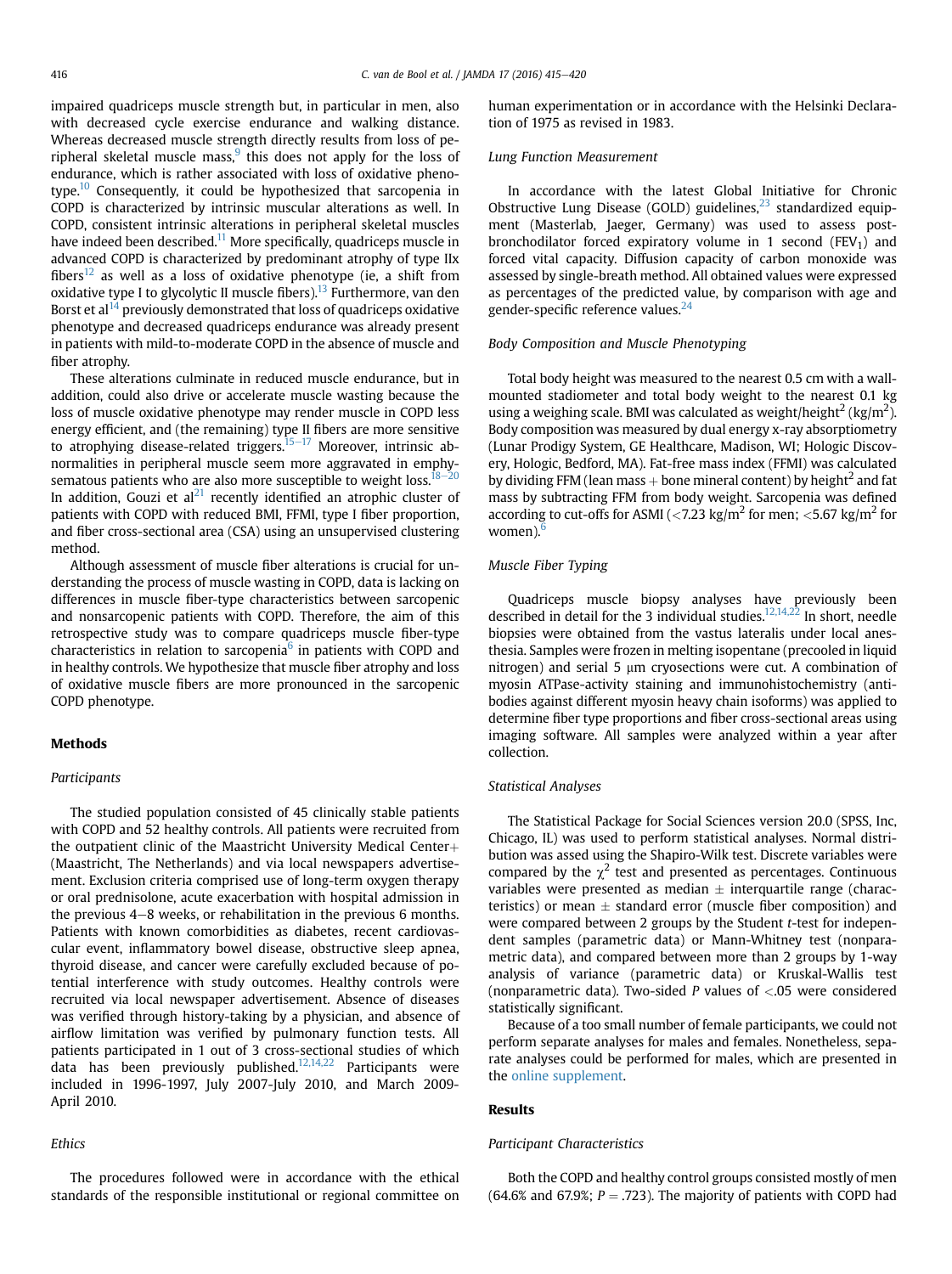impaired quadriceps muscle strength but, in particular in men, also with decreased cycle exercise endurance and walking distance. Whereas decreased muscle strength directly results from loss of peripheral skeletal muscle mass,[9] this does not apply for the loss of endurance, which is rather associated with loss of oxidative phenotype.[10] Consequently, it could be hypothesized that sarcopenia in COPD is characterized by intrinsic muscular alterations as well. In COPD, consistent intrinsic alterations in peripheral skeletal muscles have indeed been described.[11] More specifically, quadriceps muscle in advanced COPD is characterized by predominant atrophy of type IIx fibers[12] as well as a loss of oxidative phenotype (ie, a shift from oxidative type I to glycolytic II muscle fibers).[13] Furthermore, van den Borst et al[14] previously demonstrated that loss of quadriceps oxidative phenotype and decreased quadriceps endurance was already present in patients with mild-to-moderate COPD in the absence of muscle and fiber atrophy.

These alterations culminate in reduced muscle endurance, but in addition, could also drive or accelerate muscle wasting because the loss of muscle oxidative phenotype may render muscle in COPD less energy efficient, and (the remaining) type II fibers are more sensitive to atrophying disease-related triggers.[15–17] Moreover, intrinsic abnormalities in peripheral muscle seem more aggravated in emphysematous patients who are also more susceptible to weight loss.[18–20] In addition, Gouzi et al[21] recently identified an atrophic cluster of patients with COPD with reduced BMI, FFMI, type I fiber proportion, and fiber cross-sectional area (CSA) using an unsupervised clustering method.

Although assessment of muscle fiber alterations is crucial for understanding the process of muscle wasting in COPD, data is lacking on differences in muscle fiber-type characteristics between sarcopenic and nonsarcopenic patients with COPD. Therefore, the aim of this retrospective study was to compare quadriceps muscle fiber-type characteristics in relation to sarcopenia[6] in patients with COPD and in healthy controls. We hypothesize that muscle fiber atrophy and loss of oxidative muscle fibers are more pronounced in the sarcopenic COPD phenotype.

## Methods

### Participants

The studied population consisted of 45 clinically stable patients with COPD and 52 healthy controls. All patients were recruited from the outpatient clinic of the Maastricht University Medical Center+ (Maastricht, The Netherlands) and via local newspapers advertisement. Exclusion criteria comprised use of long-term oxygen therapy or oral prednisolone, acute exacerbation with hospital admission in the previous 4–8 weeks, or rehabilitation in the previous 6 months. Patients with known comorbidities as diabetes, recent cardiovascular event, inflammatory bowel disease, obstructive sleep apnea, thyroid disease, and cancer were carefully excluded because of potential interference with study outcomes. Healthy controls were recruited via local newspaper advertisement. Absence of diseases was verified through history-taking by a physician, and absence of airflow limitation was verified by pulmonary function tests. All patients participated in 1 out of 3 cross-sectional studies of which data has been previously published.[12,14,22] Participants were included in 1996-1997, July 2007-July 2010, and March 2009-April 2010.

### Ethics

The procedures followed were in accordance with the ethical standards of the responsible institutional or regional committee on human experimentation or in accordance with the Helsinki Declaration of 1975 as revised in 1983.

### Lung Function Measurement

In accordance with the latest Global Initiative for Chronic Obstructive Lung Disease (GOLD) guidelines,[23] standardized equipment (Masterlab, Jaeger, Germany) was used to assess post-bronchodilator forced expiratory volume in 1 second ($FEV_1$) and forced vital capacity. Diffusion capacity of carbon monoxide was assessed by single-breath method. All obtained values were expressed as percentages of the predicted value, by comparison with age and gender-specific reference values.[24]

### Body Composition and Muscle Phenotyping

Total body height was measured to the nearest 0.5 cm with a wall-mounted stadiometer and total body weight to the nearest 0.1 kg using a weighing scale. BMI was calculated as weight/height$^2$ (kg/m$^2$). Body composition was measured by dual energy x-ray absorptiometry (Lunar Prodigy System, GE Healthcare, Madison, WI; Hologic Discovery, Hologic, Bedford, MA). Fat-free mass index (FFMI) was calculated by dividing FFM (lean mass + bone mineral content) by height$^2$ and fat mass by subtracting FFM from body weight. Sarcopenia was defined according to cut-offs for ASMI (<7.23 kg/m$^2$ for men; <5.67 kg/m$^2$ for women).[6]

### Muscle Fiber Typing

Quadriceps muscle biopsy analyses have previously been described in detail for the 3 individual studies.[12,14,22] In short, needle biopsies were obtained from the vastus lateralis under local anesthesia. Samples were frozen in melting isopentane (precooled in liquid nitrogen) and serial 5 μm cryosections were cut. A combination of myosin ATPase-activity staining and immunohistochemistry (antibodies against different myosin heavy chain isoforms) was applied to determine fiber type proportions and fiber cross-sectional areas using imaging software. All samples were analyzed within a year after collection.

### Statistical Analyses

The Statistical Package for Social Sciences version 20.0 (SPSS, Inc, Chicago, IL) was used to perform statistical analyses. Normal distribution was assed using the Shapiro-Wilk test. Discrete variables were compared by the $\chi^2$ test and presented as percentages. Continuous variables were presented as median ± interquartile range (characteristics) or mean ± standard error (muscle fiber composition) and were compared between 2 groups by the Student *t*-test for independent samples (parametric data) or Mann-Whitney test (nonparametric data), and compared between more than 2 groups by 1-way analysis of variance (parametric data) or Kruskal-Wallis test (nonparametric data). Two-sided *P* values of <.05 were considered statistically significant.

Because of a too small number of female participants, we could not perform separate analyses for males and females. Nonetheless, separate analyses could be performed for males, which are presented in the online supplement.

## Results

### Participant Characteristics

Both the COPD and healthy control groups consisted mostly of men (64.6% and 67.9%; $P = .723$). The majority of patients with COPD had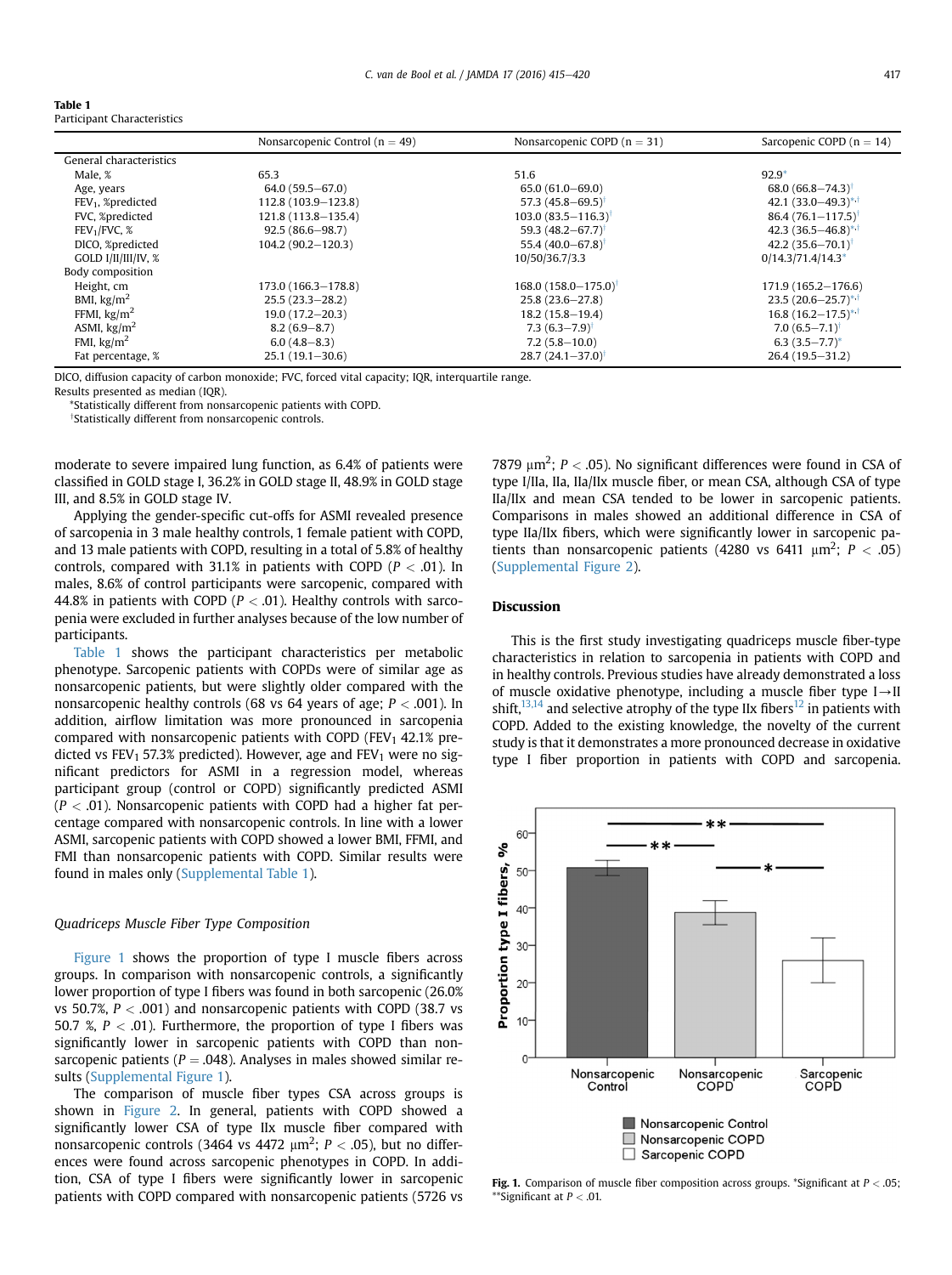**Table 1**
Participant Characteristics

| | Nonsarcopenic Control (n = 49) | Nonsarcopenic COPD (n = 31) | Sarcopenic COPD (n = 14) |
|---|---|---|---|
| General characteristics | | | |
| Male, % | 65.3 | 51.6 | 92.9* |
| Age, years | 64.0 (59.5–67.0) | 65.0 (61.0–69.0) | 68.0 (66.8–74.3)† |
| $FEV_1$, %predicted | 112.8 (103.9–123.8) | 57.3 (45.8–69.5)† | 42.1 (33.0–49.3)*,† |
| FVC, %predicted | 121.8 (113.8–135.4) | 103.0 (83.5–116.3)† | 86.4 (76.1–117.5)† |
| $FEV_1$/FVC, % | 92.5 (86.6–98.7) | 59.3 (48.2–67.7)† | 42.3 (36.5–46.8)*,† |
| DlCO, %predicted | 104.2 (90.2–120.3) | 55.4 (40.0–67.8)† | 42.2 (35.6–70.1)† |
| GOLD I/II/III/IV, % | | 10/50/36.7/3.3 | 0/14.3/71.4/14.3* |
| Body composition | | | |
| Height, cm | 173.0 (166.3–178.8) | 168.0 (158.0–175.0)† | 171.9 (165.2–176.6) |
| BMI, $kg/m^2$ | 25.5 (23.3–28.2) | 25.8 (23.6–27.8) | 23.5 (20.6–25.7)*,† |
| FFMI, $kg/m^2$ | 19.0 (17.2–20.3) | 18.2 (15.8–19.4) | 16.8 (16.2–17.5)*,† |
| ASMI, $kg/m^2$ | 8.2 (6.9–8.7) | 7.3 (6.3–7.9)† | 7.0 (6.5–7.1)† |
| FMI, $kg/m^2$ | 6.0 (4.8–8.3) | 7.2 (5.8–10.0) | 6.3 (3.5–7.7)* |
| Fat percentage, % | 25.1 (19.1–30.6) | 28.7 (24.1–37.0)† | 26.4 (19.5–31.2) |

DlCO, diffusion capacity of carbon monoxide; FVC, forced vital capacity; IQR, interquartile range.
Results presented as median (IQR).
*Statistically different from nonsarcopenic patients with COPD.
†Statistically different from nonsarcopenic controls.

moderate to severe impaired lung function, as 6.4% of patients were classified in GOLD stage I, 36.2% in GOLD stage II, 48.9% in GOLD stage III, and 8.5% in GOLD stage IV.

Applying the gender-specific cut-offs for ASMI revealed presence of sarcopenia in 3 male healthy controls, 1 female patient with COPD, and 13 male patients with COPD, resulting in a total of 5.8% of healthy controls, compared with 31.1% in patients with COPD ($P < .01$). In males, 8.6% of control participants were sarcopenic, compared with 44.8% in patients with COPD ($P < .01$). Healthy controls with sarcopenia were excluded in further analyses because of the low number of participants.

Table 1 shows the participant characteristics per metabolic phenotype. Sarcopenic patients with COPDs were of similar age as nonsarcopenic patients, but were slightly older compared with the nonsarcopenic healthy controls (68 vs 64 years of age; $P < .001$). In addition, airflow limitation was more pronounced in sarcopenia compared with nonsarcopenic patients with COPD ($FEV_1$ 42.1% predicted vs $FEV_1$ 57.3% predicted). However, age and $FEV_1$ were no significant predictors for ASMI in a regression model, whereas participant group (control or COPD) significantly predicted ASMI ($P < .01$). Nonsarcopenic patients with COPD had a higher fat percentage compared with nonsarcopenic controls. In line with a lower ASMI, sarcopenic patients with COPD showed a lower BMI, FFMI, and FMI than nonsarcopenic patients with COPD. Similar results were found in males only (Supplemental Table 1).

### Quadriceps Muscle Fiber Type Composition

Figure 1 shows the proportion of type I muscle fibers across groups. In comparison with nonsarcopenic controls, a significantly lower proportion of type I fibers was found in both sarcopenic (26.0% vs 50.7%, $P < .001$) and nonsarcopenic patients with COPD (38.7 vs 50.7 %, $P < .01$). Furthermore, the proportion of type I fibers was significantly lower in sarcopenic patients with COPD than nonsarcopenic patients ($P = .048$). Analyses in males showed similar results (Supplemental Figure 1).

The comparison of muscle fiber types CSA across groups is shown in Figure 2. In general, patients with COPD showed a significantly lower CSA of type IIx muscle fiber compared with nonsarcopenic controls (3464 vs 4472 $\mu m^2$; $P < .05$), but no differences were found across sarcopenic phenotypes in COPD. In addition, CSA of type I fibers were significantly lower in sarcopenic patients with COPD compared with nonsarcopenic patients (5726 vs 7879 $\mu m^2$; $P < .05$). No significant differences were found in CSA of type I/IIa, IIa, IIa/IIx muscle fiber, or mean CSA, although CSA of type IIa/IIx and mean CSA tended to be lower in sarcopenic patients. Comparisons in males showed an additional difference in CSA of type IIa/IIx fibers, which were significantly lower in sarcopenic patients than nonsarcopenic patients (4280 vs 6411 $\mu m^2$; $P < .05$) (Supplemental Figure 2).

## Discussion

This is the first study investigating quadriceps muscle fiber-type characteristics in relation to sarcopenia in patients with COPD and in healthy controls. Previous studies have already demonstrated a loss of muscle oxidative phenotype, including a muscle fiber type I→II shift,[13,14] and selective atrophy of the type IIx fibers[12] in patients with COPD. Added to the existing knowledge, the novelty of the current study is that it demonstrates a more pronounced decrease in oxidative type I fiber proportion in patients with COPD and sarcopenia.

**Fig. 1.** Comparison of muscle fiber composition across groups. *Significant at $P < .05$; **Significant at $P < .01$.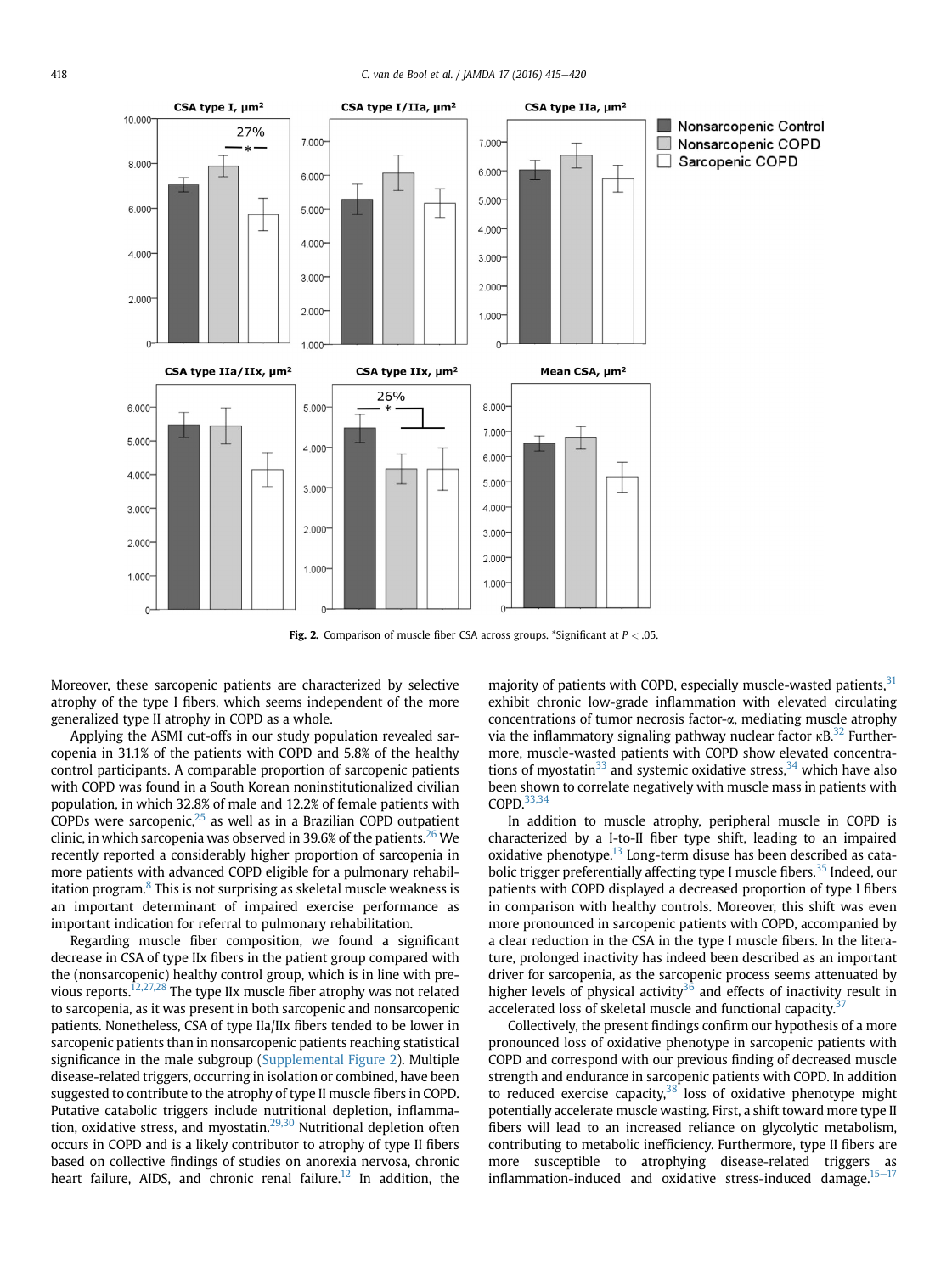**Fig. 2.** Comparison of muscle fiber CSA across groups. *Significant at $P < .05$.

Moreover, these sarcopenic patients are characterized by selective atrophy of the type I fibers, which seems independent of the more generalized type II atrophy in COPD as a whole.

Applying the ASMI cut-offs in our study population revealed sarcopenia in 31.1% of the patients with COPD and 5.8% of the healthy control participants. A comparable proportion of sarcopenic patients with COPD was found in a South Korean noninstitutionalized civilian population, in which 32.8% of male and 12.2% of female patients with COPDs were sarcopenic,[25] as well as in a Brazilian COPD outpatient clinic, in which sarcopenia was observed in 39.6% of the patients.[26] We recently reported a considerably higher proportion of sarcopenia in more patients with advanced COPD eligible for a pulmonary rehabilitation program.[8] This is not surprising as skeletal muscle weakness is an important determinant of impaired exercise performance as important indication for referral to pulmonary rehabilitation.

Regarding muscle fiber composition, we found a significant decrease in CSA of type IIx fibers in the patient group compared with the (nonsarcopenic) healthy control group, which is in line with previous reports.[12,27,28] The type IIx muscle fiber atrophy was not related to sarcopenia, as it was present in both sarcopenic and nonsarcopenic patients. Nonetheless, CSA of type IIa/IIx fibers tended to be lower in sarcopenic patients than in nonsarcopenic patients reaching statistical significance in the male subgroup (Supplemental Figure 2). Multiple disease-related triggers, occurring in isolation or combined, have been suggested to contribute to the atrophy of type II muscle fibers in COPD. Putative catabolic triggers include nutritional depletion, inflammation, oxidative stress, and myostatin.[29,30] Nutritional depletion often occurs in COPD and is a likely contributor to atrophy of type II fibers based on collective findings of studies on anorexia nervosa, chronic heart failure, AIDS, and chronic renal failure.[12] In addition, the majority of patients with COPD, especially muscle-wasted patients,[31] exhibit chronic low-grade inflammation with elevated circulating concentrations of tumor necrosis factor-α, mediating muscle atrophy via the inflammatory signaling pathway nuclear factor κB.[32] Furthermore, muscle-wasted patients with COPD show elevated concentrations of myostatin[33] and systemic oxidative stress,[34] which have also been shown to correlate negatively with muscle mass in patients with COPD.[33,34]

In addition to muscle atrophy, peripheral muscle in COPD is characterized by a I-to-II fiber type shift, leading to an impaired oxidative phenotype.[13] Long-term disuse has been described as catabolic trigger preferentially affecting type I muscle fibers.[35] Indeed, our patients with COPD displayed a decreased proportion of type I fibers in comparison with healthy controls. Moreover, this shift was even more pronounced in sarcopenic patients with COPD, accompanied by a clear reduction in the CSA in the type I muscle fibers. In the literature, prolonged inactivity has indeed been described as an important driver for sarcopenia, as the sarcopenic process seems attenuated by higher levels of physical activity[36] and effects of inactivity result in accelerated loss of skeletal muscle and functional capacity.[37]

Collectively, the present findings confirm our hypothesis of a more pronounced loss of oxidative phenotype in sarcopenic patients with COPD and correspond with our previous finding of decreased muscle strength and endurance in sarcopenic patients with COPD. In addition to reduced exercise capacity,[38] loss of oxidative phenotype might potentially accelerate muscle wasting. First, a shift toward more type II fibers will lead to an increased reliance on glycolytic metabolism, contributing to metabolic inefficiency. Furthermore, type II fibers are more susceptible to atrophying disease-related triggers as inflammation-induced and oxidative stress-induced damage.[15–17]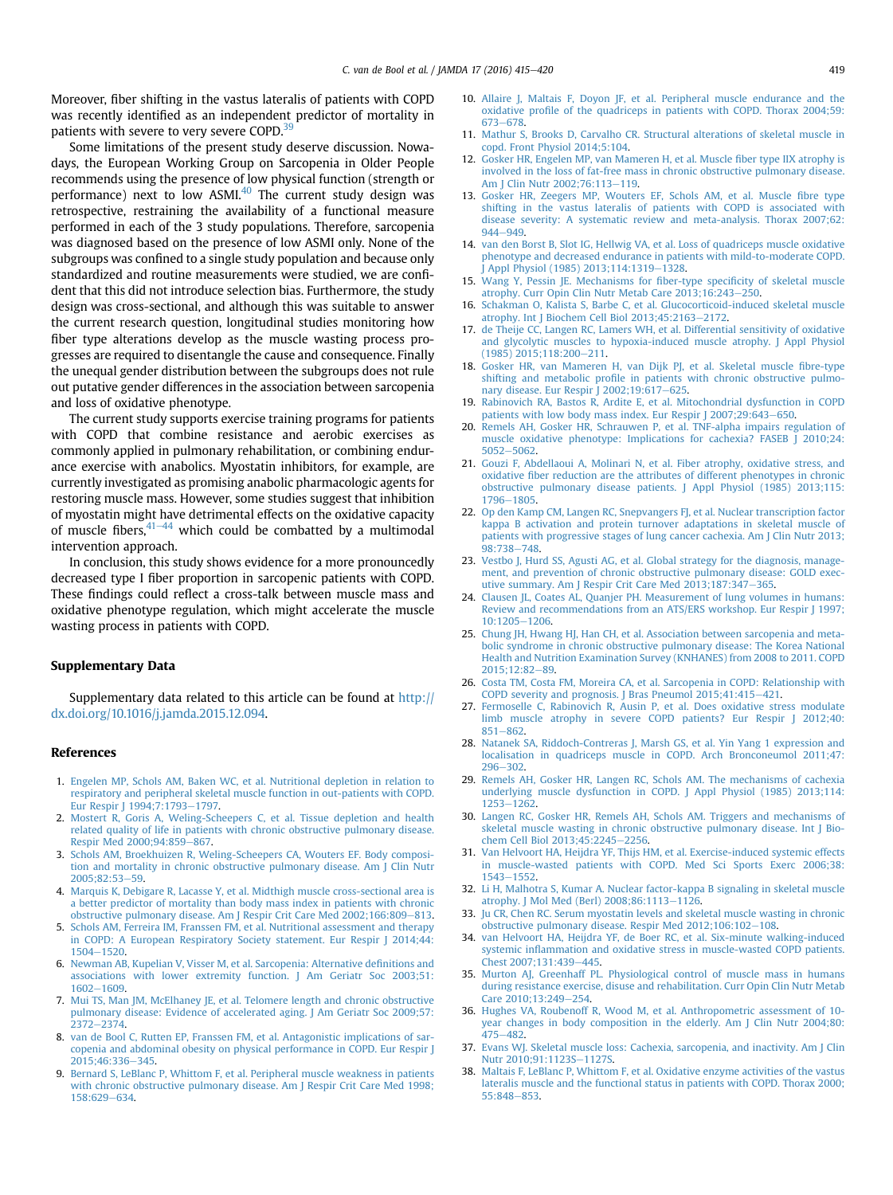Moreover, fiber shifting in the vastus lateralis of patients with COPD was recently identified as an independent predictor of mortality in patients with severe to very severe COPD.[39]

Some limitations of the present study deserve discussion. Nowadays, the European Working Group on Sarcopenia in Older People recommends using the presence of low physical function (strength or performance) next to low ASMI.[40] The current study design was retrospective, restraining the availability of a functional measure performed in each of the 3 study populations. Therefore, sarcopenia was diagnosed based on the presence of low ASMI only. None of the subgroups was confined to a single study population and because only standardized and routine measurements were studied, we are confident that this did not introduce selection bias. Furthermore, the study design was cross-sectional, and although this was suitable to answer the current research question, longitudinal studies monitoring how fiber type alterations develop as the muscle wasting process progresses are required to disentangle the cause and consequence. Finally the unequal gender distribution between the subgroups does not rule out putative gender differences in the association between sarcopenia and loss of oxidative phenotype.

The current study supports exercise training programs for patients with COPD that combine resistance and aerobic exercises as commonly applied in pulmonary rehabilitation, or combining endurance exercise with anabolics. Myostatin inhibitors, for example, are currently investigated as promising anabolic pharmacologic agents for restoring muscle mass. However, some studies suggest that inhibition of myostatin might have detrimental effects on the oxidative capacity of muscle fibers,[41–44] which could be combatted by a multimodal intervention approach.

In conclusion, this study shows evidence for a more pronouncedly decreased type I fiber proportion in sarcopenic patients with COPD. These findings could reflect a cross-talk between muscle mass and oxidative phenotype regulation, which might accelerate the muscle wasting process in patients with COPD.

## Supplementary Data

Supplementary data related to this article can be found at http://dx.doi.org/10.1016/j.jamda.2015.12.094.

## References

1. Engelen MP, Schols AM, Baken WC, et al. Nutritional depletion in relation to respiratory and peripheral skeletal muscle function in out-patients with COPD. Eur Respir J 1994;7:1793–1797.
2. Mostert R, Goris A, Weling-Scheepers C, et al. Tissue depletion and health related quality of life in patients with chronic obstructive pulmonary disease. Respir Med 2000;94:859–867.
3. Schols AM, Broekhuizen R, Weling-Scheepers CA, Wouters EF. Body composition and mortality in chronic obstructive pulmonary disease. Am J Clin Nutr 2005;82:53–59.
4. Marquis K, Debigare R, Lacasse Y, et al. Midthigh muscle cross-sectional area is a better predictor of mortality than body mass index in patients with chronic obstructive pulmonary disease. Am J Respir Crit Care Med 2002;166:809–813.
5. Schols AM, Ferreira IM, Franssen FM, et al. Nutritional assessment and therapy in COPD: A European Respiratory Society statement. Eur Respir J 2014;44:1504–1520.
6. Newman AB, Kupelian V, Visser M, et al. Sarcopenia: Alternative definitions and associations with lower extremity function. J Am Geriatr Soc 2003;51:1602–1609.
7. Mui TS, Man JM, McElhaney JE, et al. Telomere length and chronic obstructive pulmonary disease: Evidence of accelerated aging. J Am Geriatr Soc 2009;57:2372–2374.
8. van de Bool C, Rutten EP, Franssen FM, et al. Antagonistic implications of sarcopenia and abdominal obesity on physical performance in COPD. Eur Respir J 2015;46:336–345.
9. Bernard S, LeBlanc P, Whittom F, et al. Peripheral muscle weakness in patients with chronic obstructive pulmonary disease. Am J Respir Crit Care Med 1998;158:629–634.
10. Allaire J, Maltais F, Doyon JF, et al. Peripheral muscle endurance and the oxidative profile of the quadriceps in patients with COPD. Thorax 2004;59:673–678.
11. Mathur S, Brooks D, Carvalho CR. Structural alterations of skeletal muscle in copd. Front Physiol 2014;5:104.
12. Gosker HR, Engelen MP, van Mameren H, et al. Muscle fiber type IIX atrophy is involved in the loss of fat-free mass in chronic obstructive pulmonary disease. Am J Clin Nutr 2002;76:113–119.
13. Gosker HR, Zeegers MP, Wouters EF, Schols AM, et al. Muscle fibre type shifting in the vastus lateralis of patients with COPD is associated with disease severity: A systematic review and meta-analysis. Thorax 2007;62:944–949.
14. van den Borst B, Slot IG, Hellwig VA, et al. Loss of quadriceps muscle oxidative phenotype and decreased endurance in patients with mild-to-moderate COPD. J Appl Physiol (1985) 2013;114:1319–1328.
15. Wang Y, Pessin JE. Mechanisms for fiber-type specificity of skeletal muscle atrophy. Curr Opin Clin Nutr Metab Care 2013;16:243–250.
16. Schakman O, Kalista S, Barbe C, et al. Glucocorticoid-induced skeletal muscle atrophy. Int J Biochem Cell Biol 2013;45:2163–2172.
17. de Theije CC, Langen RC, Lamers WH, et al. Differential sensitivity of oxidative and glycolytic muscles to hypoxia-induced muscle atrophy. J Appl Physiol (1985) 2015;118:200–211.
18. Gosker HR, van Mameren H, van Dijk PJ, et al. Skeletal muscle fibre-type shifting and metabolic profile in patients with chronic obstructive pulmonary disease. Eur Respir J 2002;19:617–625.
19. Rabinovich RA, Bastos R, Ardite E, et al. Mitochondrial dysfunction in COPD patients with low body mass index. Eur Respir J 2007;29:643–650.
20. Remels AH, Gosker HR, Schrauwen P, et al. TNF-alpha impairs regulation of muscle oxidative phenotype: Implications for cachexia? FASEB J 2010;24:5052–5062.
21. Gouzi F, Abdellaoui A, Molinari N, et al. Fiber atrophy, oxidative stress, and oxidative fiber reduction are the attributes of different phenotypes in chronic obstructive pulmonary disease patients. J Appl Physiol (1985) 2013;115:1796–1805.
22. Op den Kamp CM, Langen RC, Snepvangers FJ, et al. Nuclear transcription factor kappa B activation and protein turnover adaptations in skeletal muscle of patients with progressive stages of lung cancer cachexia. Am J Clin Nutr 2013;98:738–748.
23. Vestbo J, Hurd SS, Agusti AG, et al. Global strategy for the diagnosis, management, and prevention of chronic obstructive pulmonary disease: GOLD executive summary. Am J Respir Crit Care Med 2013;187:347–365.
24. Clausen JL, Coates AL, Quanjer PH. Measurement of lung volumes in humans: Review and recommendations from an ATS/ERS workshop. Eur Respir J 1997;10:1205–1206.
25. Chung JH, Hwang HJ, Han CH, et al. Association between sarcopenia and metabolic syndrome in chronic obstructive pulmonary disease: The Korea National Health and Nutrition Examination Survey (KNHANES) from 2008 to 2011. COPD 2015;12:82–89.
26. Costa TM, Costa FM, Moreira CA, et al. Sarcopenia in COPD: Relationship with COPD severity and prognosis. J Bras Pneumol 2015;41:415–421.
27. Fermoselle C, Rabinovich R, Ausin P, et al. Does oxidative stress modulate limb muscle atrophy in severe COPD patients? Eur Respir J 2012;40:851–862.
28. Natanek SA, Riddoch-Contreras J, Marsh GS, et al. Yin Yang 1 expression and localisation in quadriceps muscle in COPD. Arch Bronconeumol 2011;47:296–302.
29. Remels AH, Gosker HR, Langen RC, Schols AM. The mechanisms of cachexia underlying muscle dysfunction in COPD. J Appl Physiol (1985) 2013;114:1253–1262.
30. Langen RC, Gosker HR, Remels AH, Schols AM. Triggers and mechanisms of skeletal muscle wasting in chronic obstructive pulmonary disease. Int J Biochem Cell Biol 2013;45:2245–2256.
31. Van Helvoort HA, Heijdra YF, Thijs HM, et al. Exercise-induced systemic effects in muscle-wasted patients with COPD. Med Sci Sports Exerc 2006;38:1543–1552.
32. Li H, Malhotra S, Kumar A. Nuclear factor-kappa B signaling in skeletal muscle atrophy. J Mol Med (Berl) 2008;86:1113–1126.
33. Ju CR, Chen RC. Serum myostatin levels and skeletal muscle wasting in chronic obstructive pulmonary disease. Respir Med 2012;106:102–108.
34. van Helvoort HA, Heijdra YF, de Boer RC, et al. Six-minute walking-induced systemic inflammation and oxidative stress in muscle-wasted COPD patients. Chest 2007;131:439–445.
35. Murton AJ, Greenhaff PL. Physiological control of muscle mass in humans during resistance exercise, disuse and rehabilitation. Curr Opin Clin Nutr Metab Care 2010;13:249–254.
36. Hughes VA, Roubenoff R, Wood M, et al. Anthropometric assessment of 10-year changes in body composition in the elderly. Am J Clin Nutr 2004;80:475–482.
37. Evans WJ. Skeletal muscle loss: Cachexia, sarcopenia, and inactivity. Am J Clin Nutr 2010;91:1123S–1127S.
38. Maltais F, LeBlanc P, Whittom F, et al. Oxidative enzyme activities of the vastus lateralis muscle and the functional status in patients with COPD. Thorax 2000;55:848–853.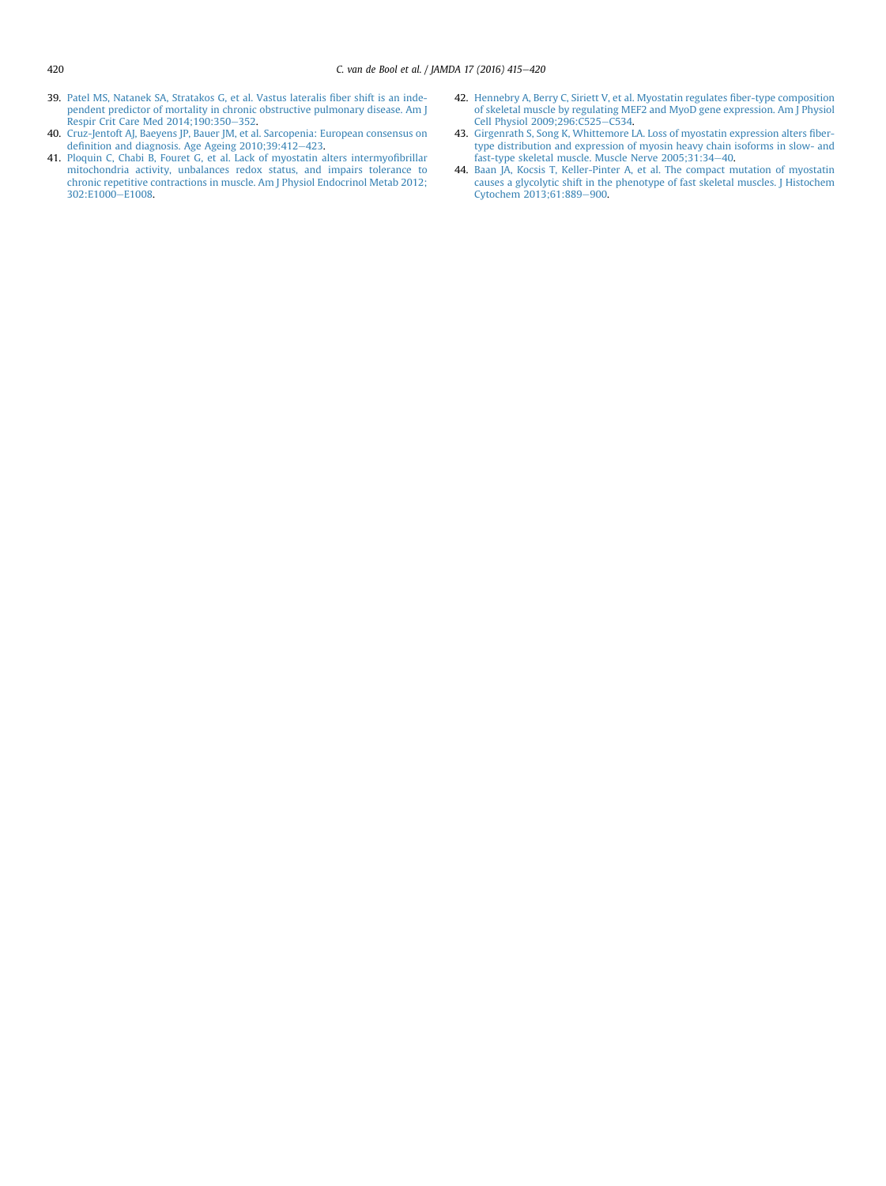39. Patel MS, Natanek SA, Stratakos G, et al. Vastus lateralis fiber shift is an independent predictor of mortality in chronic obstructive pulmonary disease. Am J Respir Crit Care Med 2014;190:350–352.
40. Cruz-Jentoft AJ, Baeyens JP, Bauer JM, et al. Sarcopenia: European consensus on definition and diagnosis. Age Ageing 2010;39:412–423.
41. Ploquin C, Chabi B, Fouret G, et al. Lack of myostatin alters intermyofibrillar mitochondria activity, unbalances redox status, and impairs tolerance to chronic repetitive contractions in muscle. Am J Physiol Endocrinol Metab 2012; 302:E1000–E1008.
42. Hennebry A, Berry C, Siriett V, et al. Myostatin regulates fiber-type composition of skeletal muscle by regulating MEF2 and MyoD gene expression. Am J Physiol Cell Physiol 2009;296:C525–C534.
43. Girgenrath S, Song K, Whittemore LA. Loss of myostatin expression alters fiber-type distribution and expression of myosin heavy chain isoforms in slow- and fast-type skeletal muscle. Muscle Nerve 2005;31:34–40.
44. Baan JA, Kocsis T, Keller-Pinter A, et al. The compact mutation of myostatin causes a glycolytic shift in the phenotype of fast skeletal muscles. J Histochem Cytochem 2013;61:889–900.